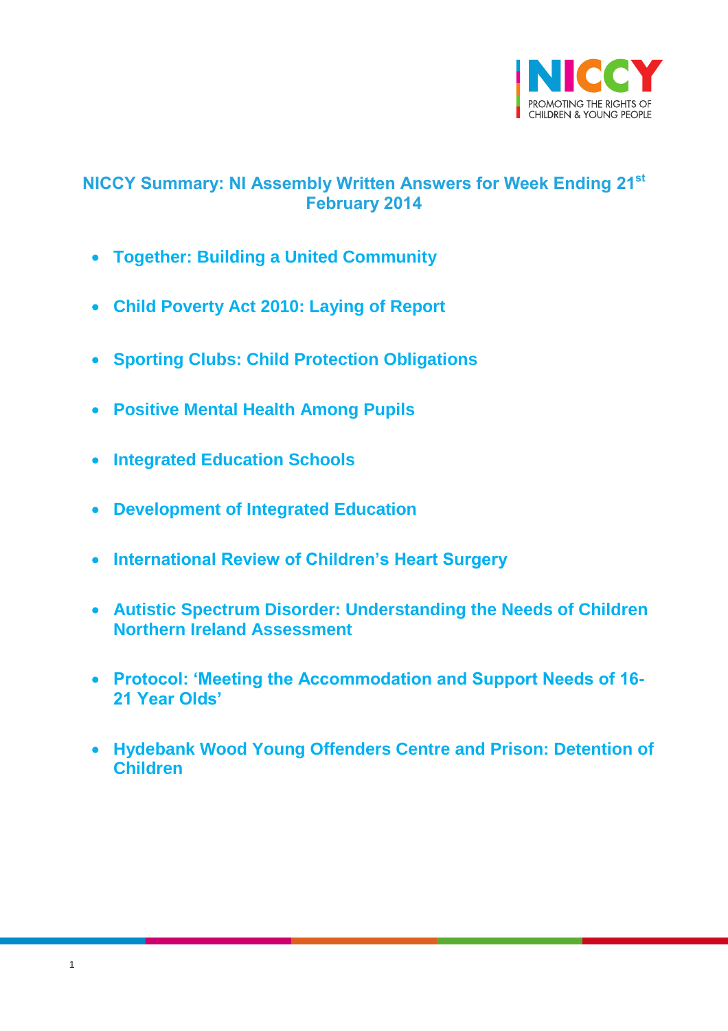# NICCY Summary: NI Assembly Written Answers for Week Ending 21st February 2014

- **Together: Building a United Community**
- **Child Poverty Act 2010: Laying of Report**
- **Sporting Clubs: Child Protection Obligations**
- **Positive Mental Health Among Pupils**
- **Integrated Education Schools**
- **Development of Integrated Education**
- **International Review of Children's Heart Surgery**
- **Autistic Spectrum Disorder: Understanding the Needs of Children Northern Ireland Assessment**
- **Protocol: 'Meeting the Accommodation and Support Needs of 16-21 Year Olds'**
- **Hydebank Wood Young Offenders Centre and Prison: Detention of Children**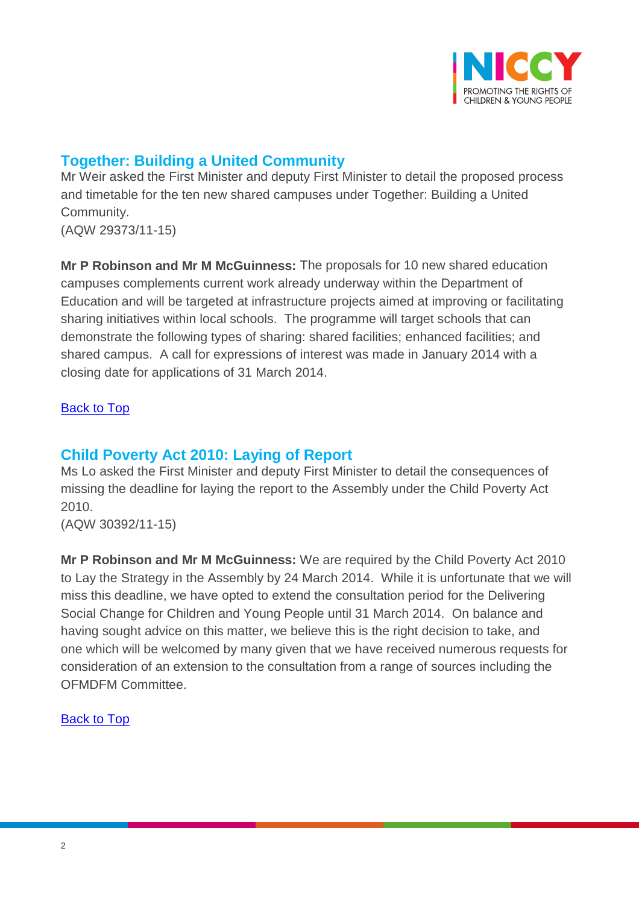## Together: Building a United Community

Mr Weir asked the First Minister and deputy First Minister to detail the proposed process and timetable for the ten new shared campuses under Together: Building a United Community.
(AQW 29373/11-15)

**Mr P Robinson and Mr M McGuinness:** The proposals for 10 new shared education campuses complements current work already underway within the Department of Education and will be targeted at infrastructure projects aimed at improving or facilitating sharing initiatives within local schools. The programme will target schools that can demonstrate the following types of sharing: shared facilities; enhanced facilities; and shared campus. A call for expressions of interest was made in January 2014 with a closing date for applications of 31 March 2014.

Back to Top

## Child Poverty Act 2010: Laying of Report

Ms Lo asked the First Minister and deputy First Minister to detail the consequences of missing the deadline for laying the report to the Assembly under the Child Poverty Act 2010.
(AQW 30392/11-15)

**Mr P Robinson and Mr M McGuinness:** We are required by the Child Poverty Act 2010 to Lay the Strategy in the Assembly by 24 March 2014. While it is unfortunate that we will miss this deadline, we have opted to extend the consultation period for the Delivering Social Change for Children and Young People until 31 March 2014. On balance and having sought advice on this matter, we believe this is the right decision to take, and one which will be welcomed by many given that we have received numerous requests for consideration of an extension to the consultation from a range of sources including the OFMDFM Committee.

Back to Top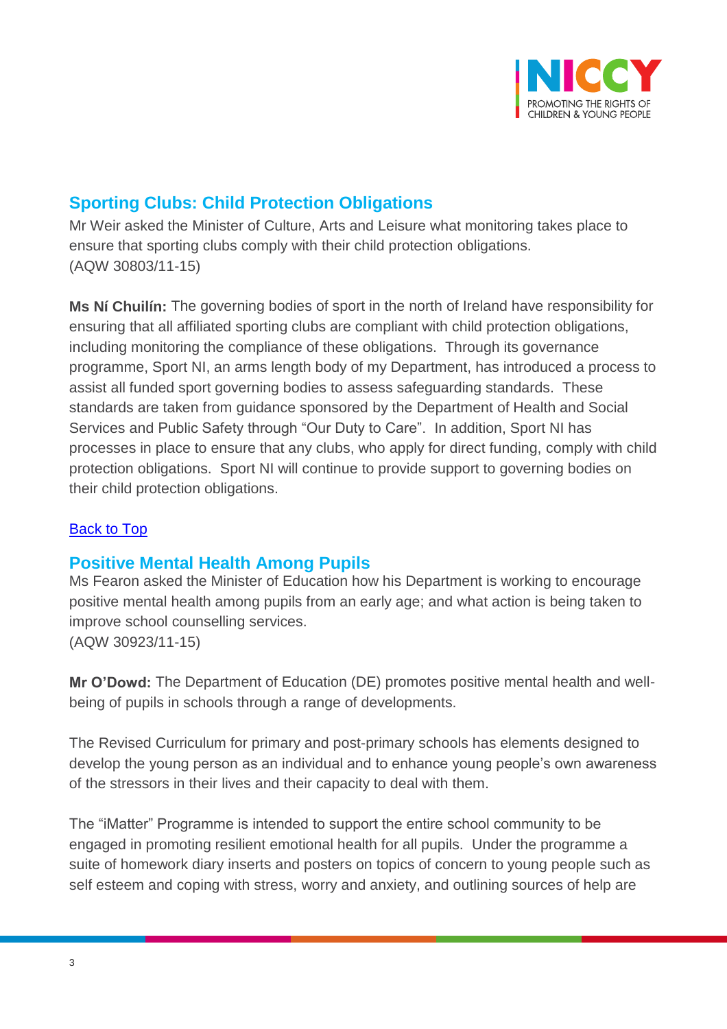## Sporting Clubs: Child Protection Obligations

Mr Weir asked the Minister of Culture, Arts and Leisure what monitoring takes place to ensure that sporting clubs comply with their child protection obligations.
(AQW 30803/11-15)

**Ms Ní Chuilín:** The governing bodies of sport in the north of Ireland have responsibility for ensuring that all affiliated sporting clubs are compliant with child protection obligations, including monitoring the compliance of these obligations. Through its governance programme, Sport NI, an arms length body of my Department, has introduced a process to assist all funded sport governing bodies to assess safeguarding standards. These standards are taken from guidance sponsored by the Department of Health and Social Services and Public Safety through "Our Duty to Care". In addition, Sport NI has processes in place to ensure that any clubs, who apply for direct funding, comply with child protection obligations. Sport NI will continue to provide support to governing bodies on their child protection obligations.

[Back to Top]

## Positive Mental Health Among Pupils

Ms Fearon asked the Minister of Education how his Department is working to encourage positive mental health among pupils from an early age; and what action is being taken to improve school counselling services.
(AQW 30923/11-15)

**Mr O'Dowd:** The Department of Education (DE) promotes positive mental health and well-being of pupils in schools through a range of developments.

The Revised Curriculum for primary and post-primary schools has elements designed to develop the young person as an individual and to enhance young people's own awareness of the stressors in their lives and their capacity to deal with them.

The "iMatter" Programme is intended to support the entire school community to be engaged in promoting resilient emotional health for all pupils. Under the programme a suite of homework diary inserts and posters on topics of concern to young people such as self esteem and coping with stress, worry and anxiety, and outlining sources of help are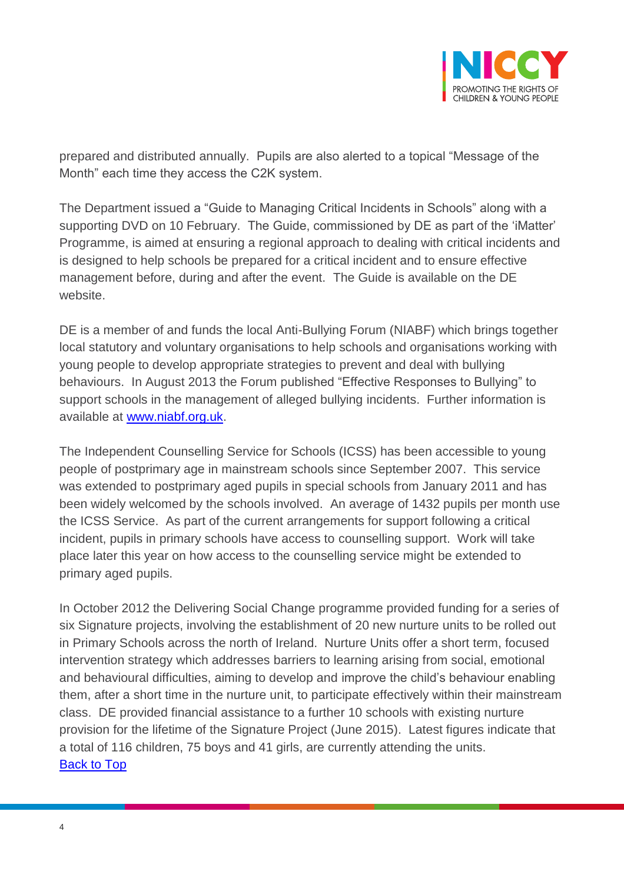prepared and distributed annually. Pupils are also alerted to a topical “Message of the Month” each time they access the C2K system.

The Department issued a “Guide to Managing Critical Incidents in Schools” along with a supporting DVD on 10 February. The Guide, commissioned by DE as part of the ‘iMatter’ Programme, is aimed at ensuring a regional approach to dealing with critical incidents and is designed to help schools be prepared for a critical incident and to ensure effective management before, during and after the event. The Guide is available on the DE website.

DE is a member of and funds the local Anti-Bullying Forum (NIABF) which brings together local statutory and voluntary organisations to help schools and organisations working with young people to develop appropriate strategies to prevent and deal with bullying behaviours. In August 2013 the Forum published “Effective Responses to Bullying” to support schools in the management of alleged bullying incidents. Further information is available at [www.niabf.org.uk](http://www.niabf.org.uk).

The Independent Counselling Service for Schools (ICSS) has been accessible to young people of postprimary age in mainstream schools since September 2007. This service was extended to postprimary aged pupils in special schools from January 2011 and has been widely welcomed by the schools involved. An average of 1432 pupils per month use the ICSS Service. As part of the current arrangements for support following a critical incident, pupils in primary schools have access to counselling support. Work will take place later this year on how access to the counselling service might be extended to primary aged pupils.

In October 2012 the Delivering Social Change programme provided funding for a series of six Signature projects, involving the establishment of 20 new nurture units to be rolled out in Primary Schools across the north of Ireland. Nurture Units offer a short term, focused intervention strategy which addresses barriers to learning arising from social, emotional and behavioural difficulties, aiming to develop and improve the child’s behaviour enabling them, after a short time in the nurture unit, to participate effectively within their mainstream class. DE provided financial assistance to a further 10 schools with existing nurture provision for the lifetime of the Signature Project (June 2015). Latest figures indicate that a total of 116 children, 75 boys and 41 girls, are currently attending the units.
Back to Top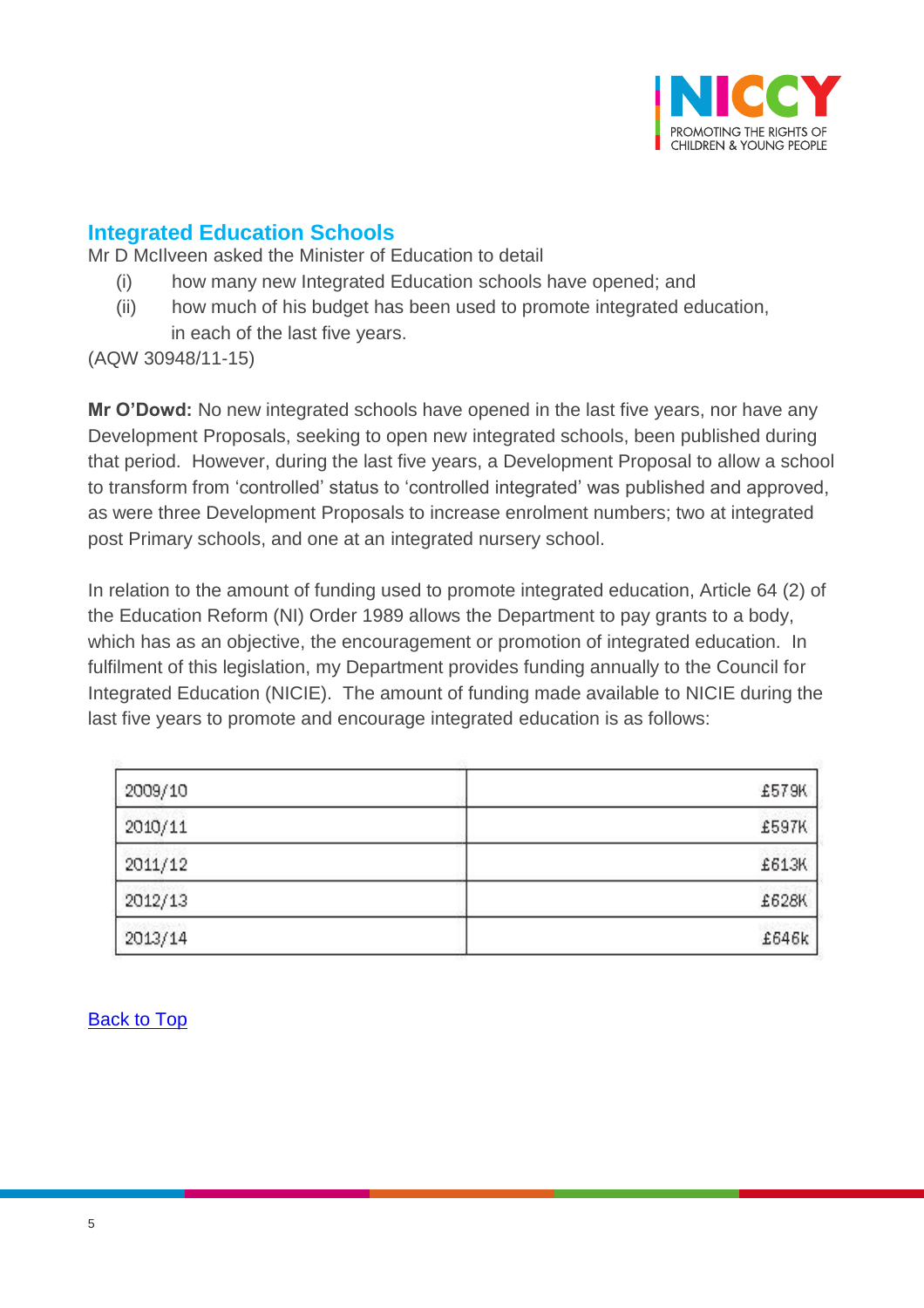## Integrated Education Schools

Mr D McIlveen asked the Minister of Education to detail

(i) how many new Integrated Education schools have opened; and

(ii) how much of his budget has been used to promote integrated education, in each of the last five years.

(AQW 30948/11-15)

**Mr O'Dowd:** No new integrated schools have opened in the last five years, nor have any Development Proposals, seeking to open new integrated schools, been published during that period. However, during the last five years, a Development Proposal to allow a school to transform from 'controlled' status to 'controlled integrated' was published and approved, as were three Development Proposals to increase enrolment numbers; two at integrated post Primary schools, and one at an integrated nursery school.

In relation to the amount of funding used to promote integrated education, Article 64 (2) of the Education Reform (NI) Order 1989 allows the Department to pay grants to a body, which has as an objective, the encouragement or promotion of integrated education. In fulfilment of this legislation, my Department provides funding annually to the Council for Integrated Education (NICIE). The amount of funding made available to NICIE during the last five years to promote and encourage integrated education is as follows:

| | |
|---|---:|
| 2009/10 | £579K |
| 2010/11 | £597K |
| 2011/12 | £613K |
| 2012/13 | £628K |
| 2013/14 | £646k |

Back to Top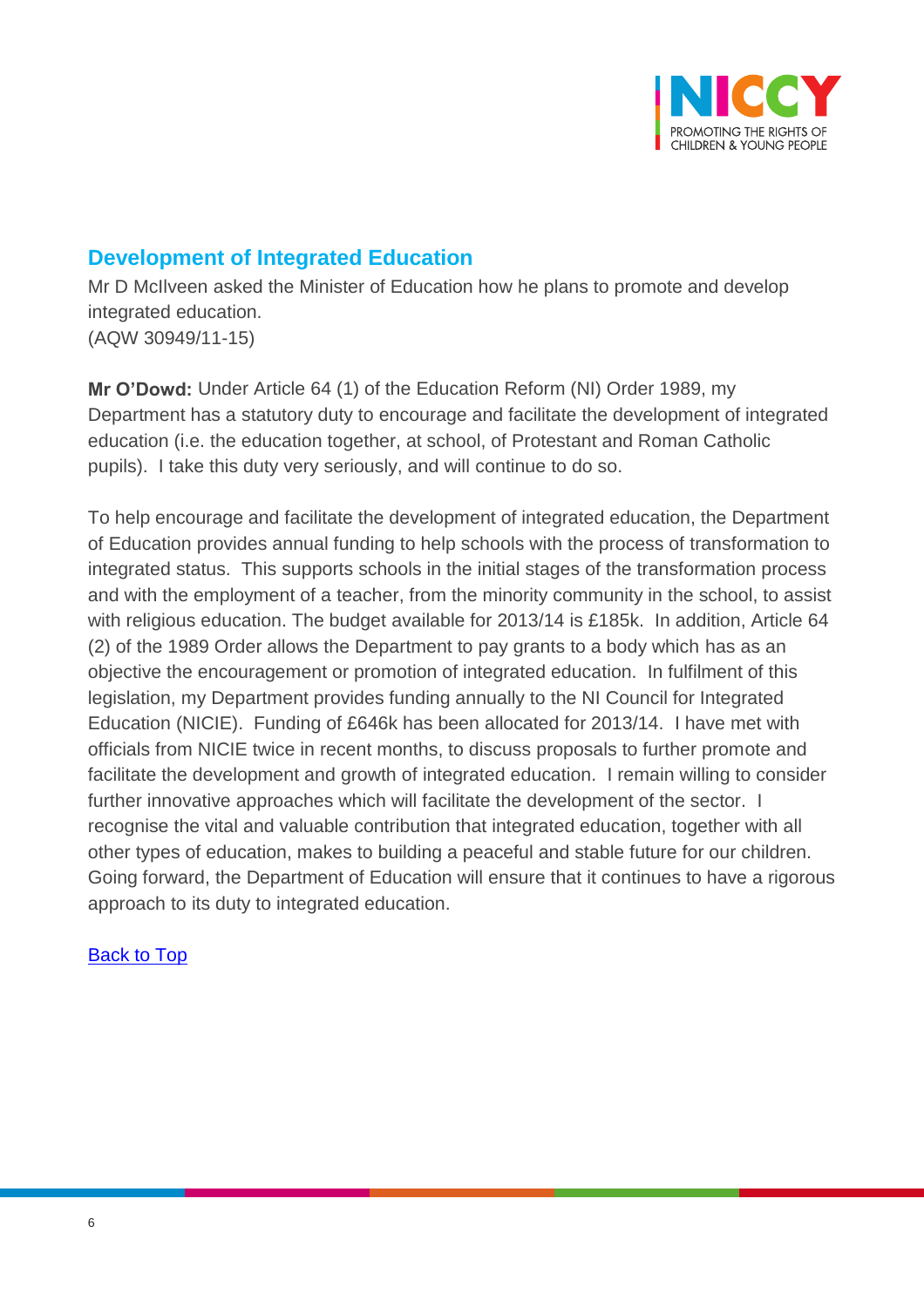## Development of Integrated Education

Mr D McIlveen asked the Minister of Education how he plans to promote and develop integrated education.
(AQW 30949/11-15)

**Mr O'Dowd:** Under Article 64 (1) of the Education Reform (NI) Order 1989, my Department has a statutory duty to encourage and facilitate the development of integrated education (i.e. the education together, at school, of Protestant and Roman Catholic pupils). I take this duty very seriously, and will continue to do so.

To help encourage and facilitate the development of integrated education, the Department of Education provides annual funding to help schools with the process of transformation to integrated status. This supports schools in the initial stages of the transformation process and with the employment of a teacher, from the minority community in the school, to assist with religious education. The budget available for 2013/14 is £185k. In addition, Article 64 (2) of the 1989 Order allows the Department to pay grants to a body which has as an objective the encouragement or promotion of integrated education. In fulfilment of this legislation, my Department provides funding annually to the NI Council for Integrated Education (NICIE). Funding of £646k has been allocated for 2013/14. I have met with officials from NICIE twice in recent months, to discuss proposals to further promote and facilitate the development and growth of integrated education. I remain willing to consider further innovative approaches which will facilitate the development of the sector. I recognise the vital and valuable contribution that integrated education, together with all other types of education, makes to building a peaceful and stable future for our children. Going forward, the Department of Education will ensure that it continues to have a rigorous approach to its duty to integrated education.

Back to Top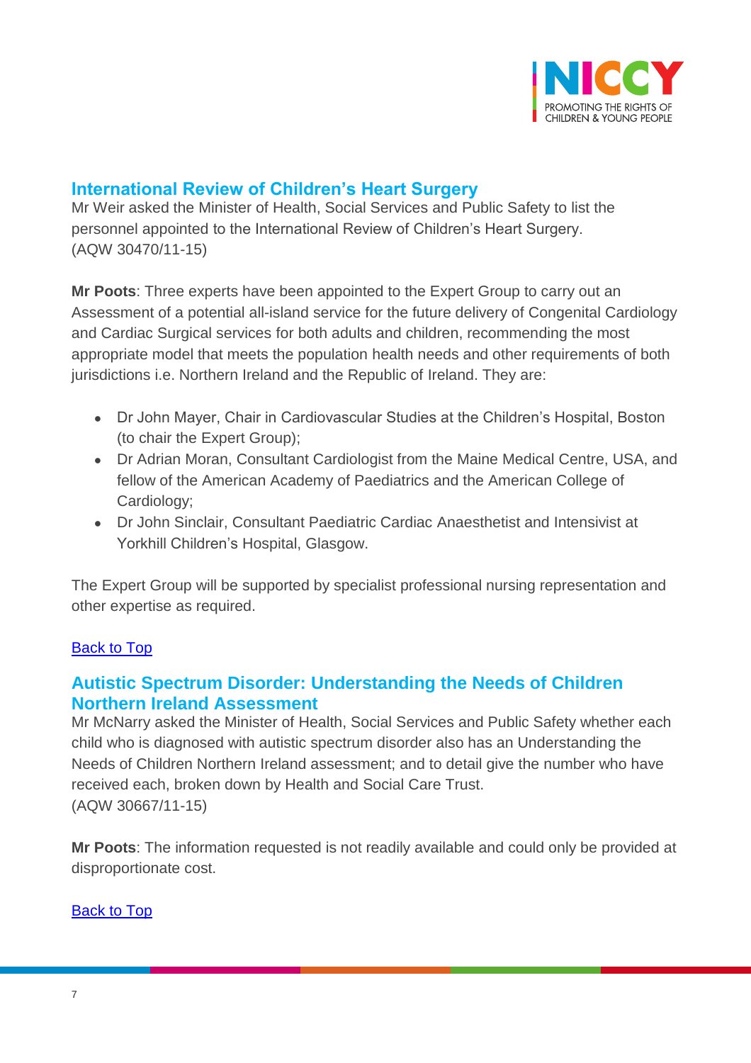## International Review of Children's Heart Surgery

Mr Weir asked the Minister of Health, Social Services and Public Safety to list the personnel appointed to the International Review of Children's Heart Surgery.
(AQW 30470/11-15)

**Mr Poots**: Three experts have been appointed to the Expert Group to carry out an Assessment of a potential all-island service for the future delivery of Congenital Cardiology and Cardiac Surgical services for both adults and children, recommending the most appropriate model that meets the population health needs and other requirements of both jurisdictions i.e. Northern Ireland and the Republic of Ireland. They are:

- Dr John Mayer, Chair in Cardiovascular Studies at the Children's Hospital, Boston (to chair the Expert Group);
- Dr Adrian Moran, Consultant Cardiologist from the Maine Medical Centre, USA, and fellow of the American Academy of Paediatrics and the American College of Cardiology;
- Dr John Sinclair, Consultant Paediatric Cardiac Anaesthetist and Intensivist at Yorkhill Children's Hospital, Glasgow.

The Expert Group will be supported by specialist professional nursing representation and other expertise as required.

Back to Top

## Autistic Spectrum Disorder: Understanding the Needs of Children Northern Ireland Assessment

Mr McNarry asked the Minister of Health, Social Services and Public Safety whether each child who is diagnosed with autistic spectrum disorder also has an Understanding the Needs of Children Northern Ireland assessment; and to detail give the number who have received each, broken down by Health and Social Care Trust.
(AQW 30667/11-15)

**Mr Poots**: The information requested is not readily available and could only be provided at disproportionate cost.

Back to Top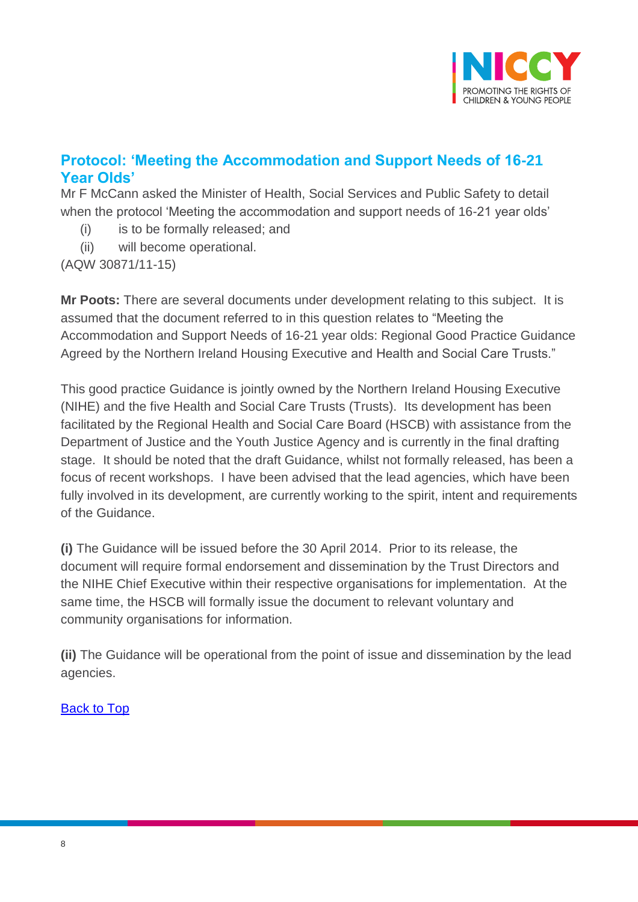## Protocol: 'Meeting the Accommodation and Support Needs of 16-21 Year Olds'

Mr F McCann asked the Minister of Health, Social Services and Public Safety to detail when the protocol 'Meeting the accommodation and support needs of 16-21 year olds'

(i) is to be formally released; and

(ii) will become operational.

(AQW 30871/11-15)

**Mr Poots:** There are several documents under development relating to this subject. It is assumed that the document referred to in this question relates to "Meeting the Accommodation and Support Needs of 16-21 year olds: Regional Good Practice Guidance Agreed by the Northern Ireland Housing Executive and Health and Social Care Trusts."

This good practice Guidance is jointly owned by the Northern Ireland Housing Executive (NIHE) and the five Health and Social Care Trusts (Trusts). Its development has been facilitated by the Regional Health and Social Care Board (HSCB) with assistance from the Department of Justice and the Youth Justice Agency and is currently in the final drafting stage. It should be noted that the draft Guidance, whilst not formally released, has been a focus of recent workshops. I have been advised that the lead agencies, which have been fully involved in its development, are currently working to the spirit, intent and requirements of the Guidance.

**(i)** The Guidance will be issued before the 30 April 2014. Prior to its release, the document will require formal endorsement and dissemination by the Trust Directors and the NIHE Chief Executive within their respective organisations for implementation. At the same time, the HSCB will formally issue the document to relevant voluntary and community organisations for information.

**(ii)** The Guidance will be operational from the point of issue and dissemination by the lead agencies.

Back to Top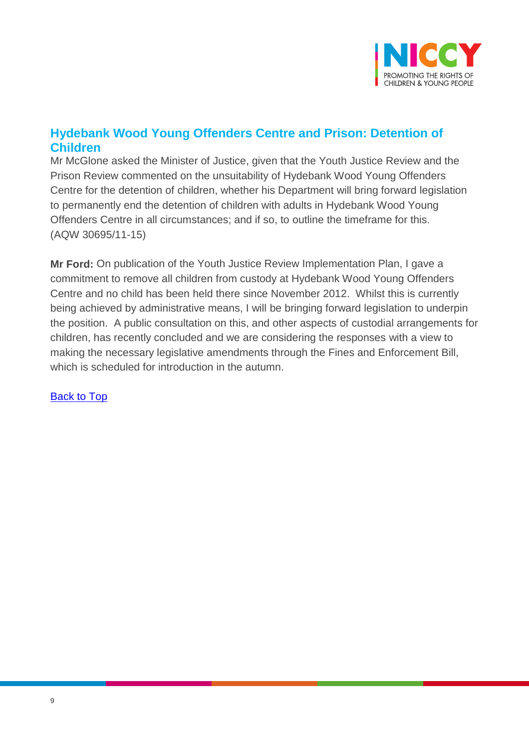## Hydebank Wood Young Offenders Centre and Prison: Detention of Children

Mr McGlone asked the Minister of Justice, given that the Youth Justice Review and the Prison Review commented on the unsuitability of Hydebank Wood Young Offenders Centre for the detention of children, whether his Department will bring forward legislation to permanently end the detention of children with adults in Hydebank Wood Young Offenders Centre in all circumstances; and if so, to outline the timeframe for this. (AQW 30695/11-15)

**Mr Ford:** On publication of the Youth Justice Review Implementation Plan, I gave a commitment to remove all children from custody at Hydebank Wood Young Offenders Centre and no child has been held there since November 2012. Whilst this is currently being achieved by administrative means, I will be bringing forward legislation to underpin the position. A public consultation on this, and other aspects of custodial arrangements for children, has recently concluded and we are considering the responses with a view to making the necessary legislative amendments through the Fines and Enforcement Bill, which is scheduled for introduction in the autumn.

Back to Top